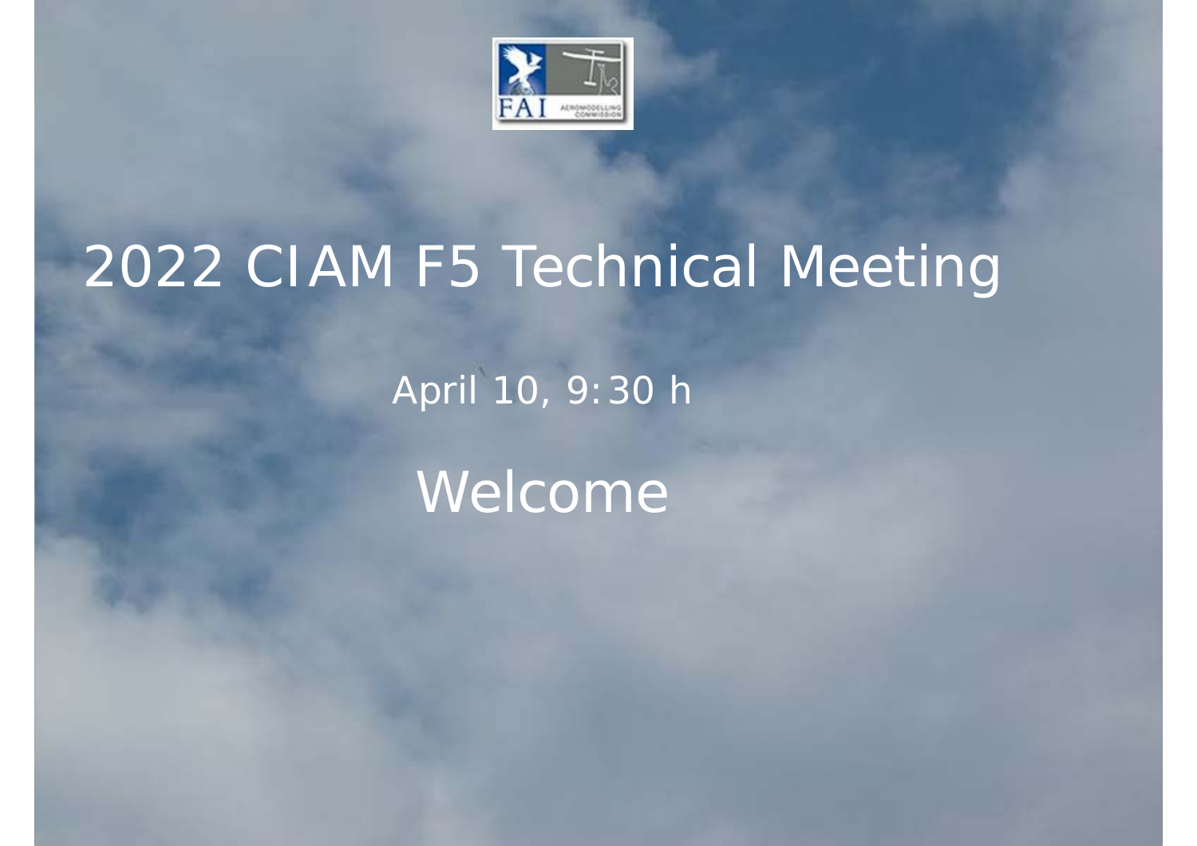# 2022 CIAM F5 Technical Meeting

April 10, 9:30 h

Welcome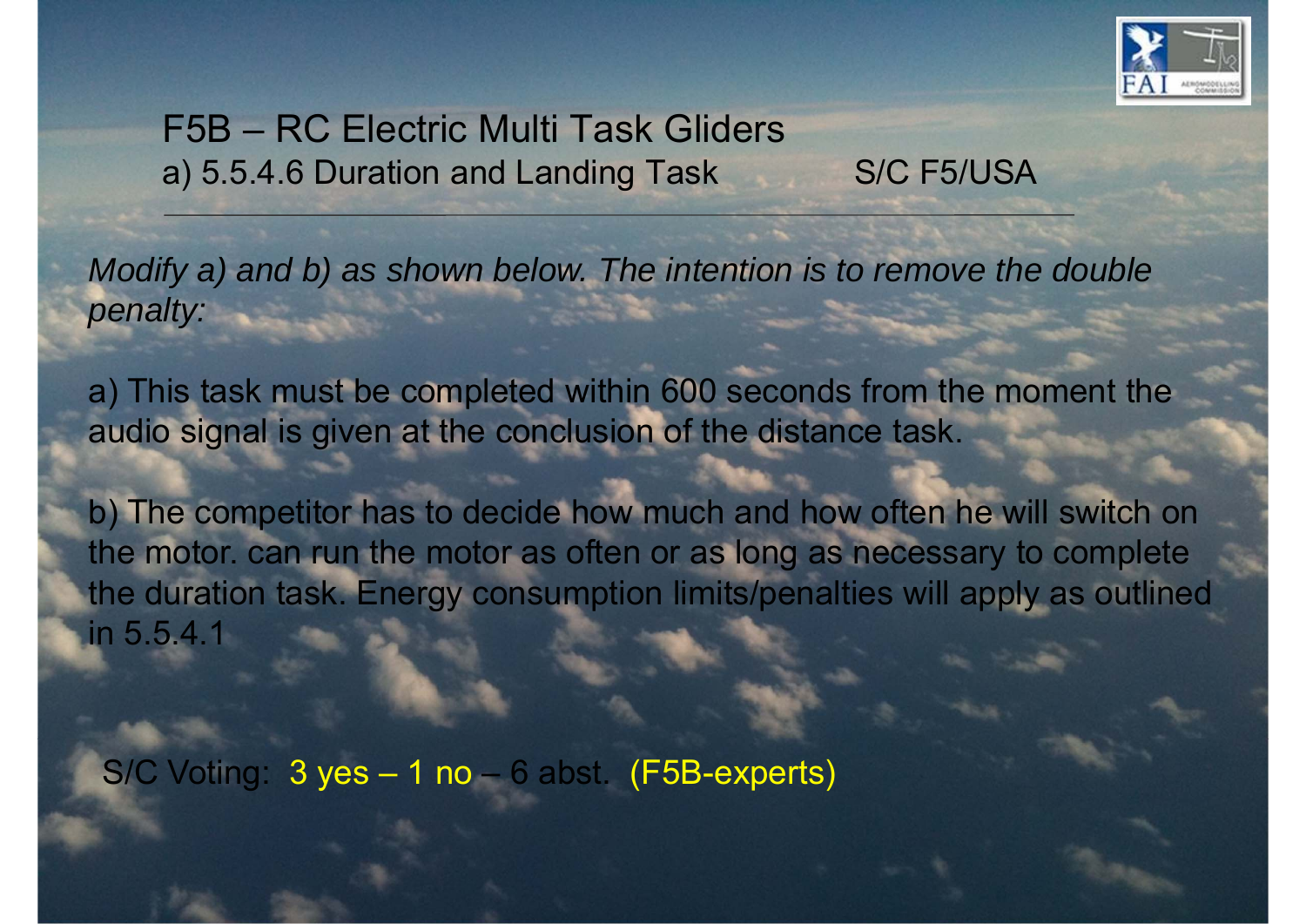# F5B – RC Electric Multi Task Gliders

## a) 5.5.4.6 Duration and Landing Task S/C F5/USA

---

*Modify a) and b) as shown below. The intention is to remove the double penalty:*

a) This task must be completed within 600 seconds from the moment the audio signal is given at the conclusion of the distance task.

b) The competitor has to decide how much and how often he will switch on the motor. can run the motor as often or as long as necessary to complete the duration task. Energy consumption limits/penalties will apply as outlined in 5.5.4.1

S/C Voting: 3 yes – 1 no – 6 abst. (F5B-experts)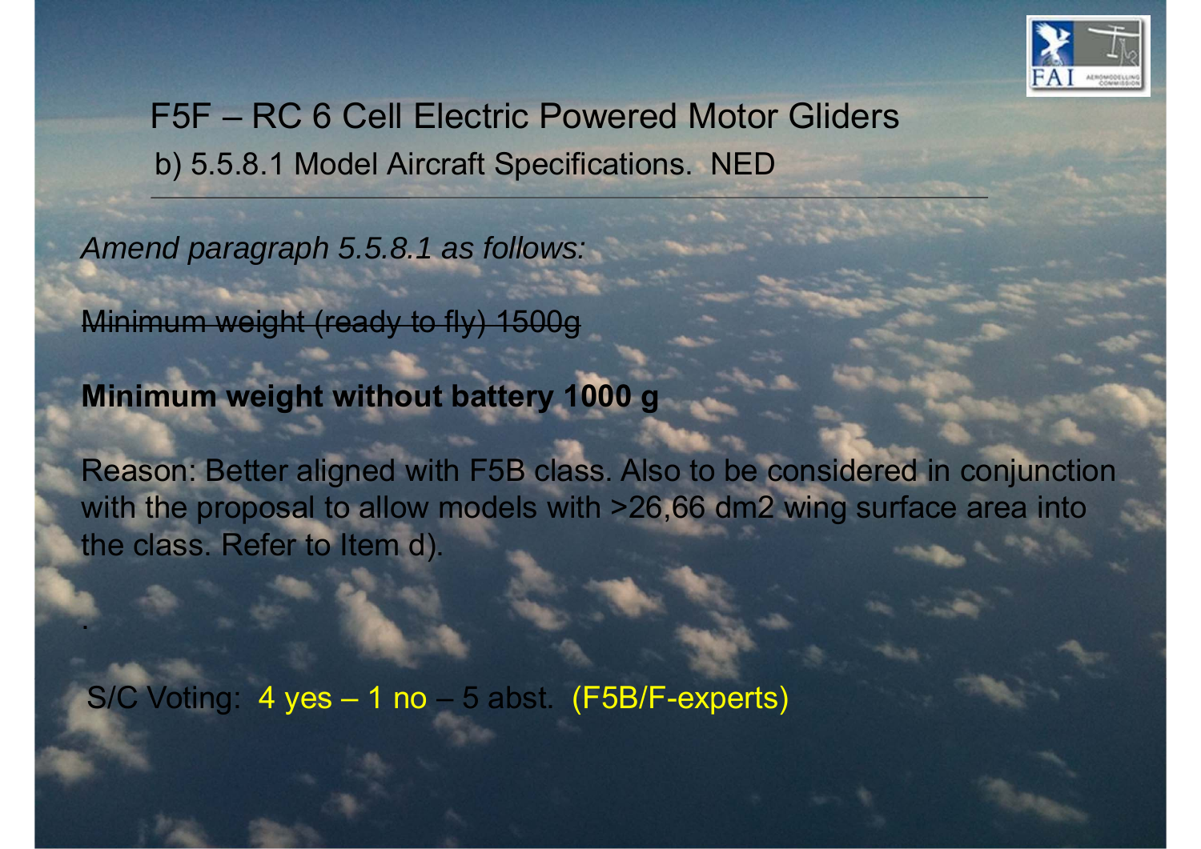# F5F – RC 6 Cell Electric Powered Motor Gliders

## b) 5.5.8.1 Model Aircraft Specifications. NED

*Amend paragraph 5.5.8.1 as follows:*

~~Minimum weight (ready to fly) 1500g~~

**Minimum weight without battery 1000 g**

Reason: Better aligned with F5B class. Also to be considered in conjunction with the proposal to allow models with >26,66 dm2 wing surface area into the class. Refer to Item d).

.

S/C Voting: 4 yes – 1 no – 5 abst. (F5B/F-experts)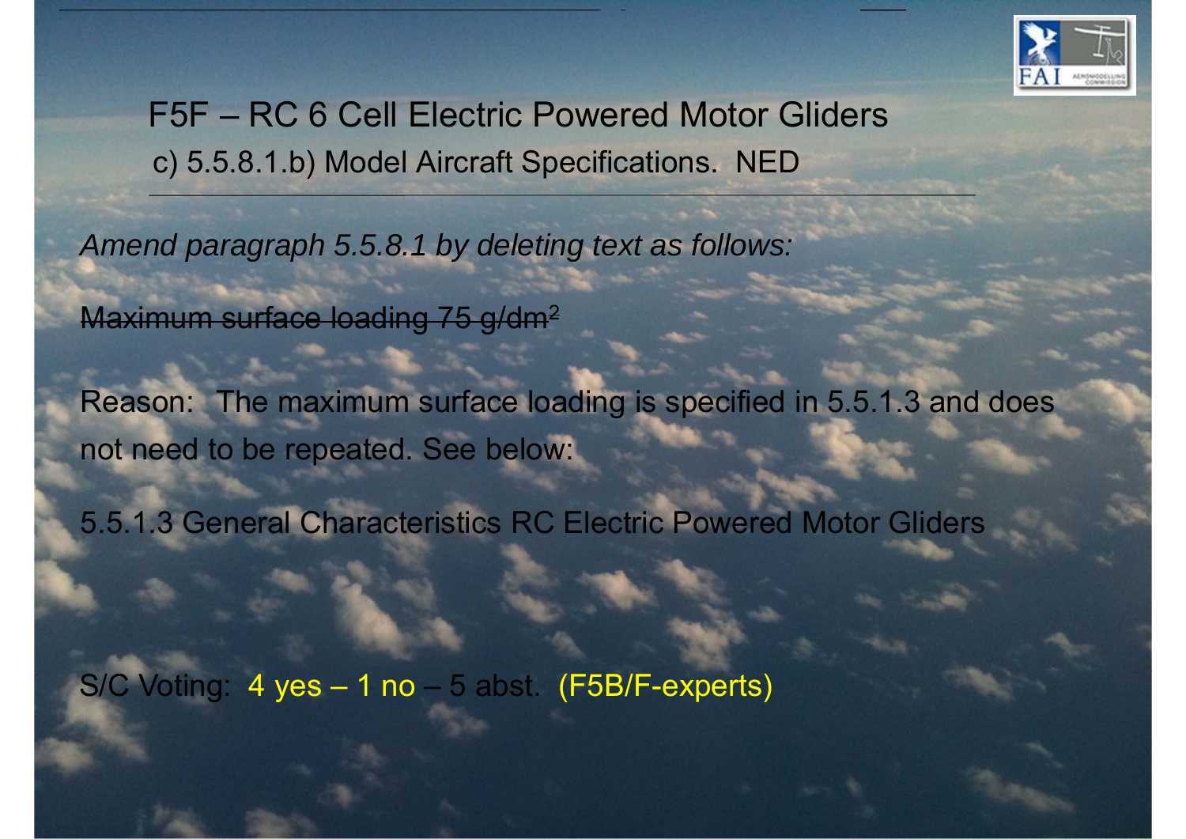# F5F – RC 6 Cell Electric Powered Motor Gliders

## c) 5.5.8.1.b) Model Aircraft Specifications. NED

*Amend paragraph 5.5.8.1 by deleting text as follows:*

~~Maximum surface loading 75 g/dm²~~

Reason: The maximum surface loading is specified in 5.5.1.3 and does not need to be repeated. See below:

5.5.1.3 General Characteristics RC Electric Powered Motor Gliders

S/C Voting: 4 yes – 1 no – 5 abst. (F5B/F-experts)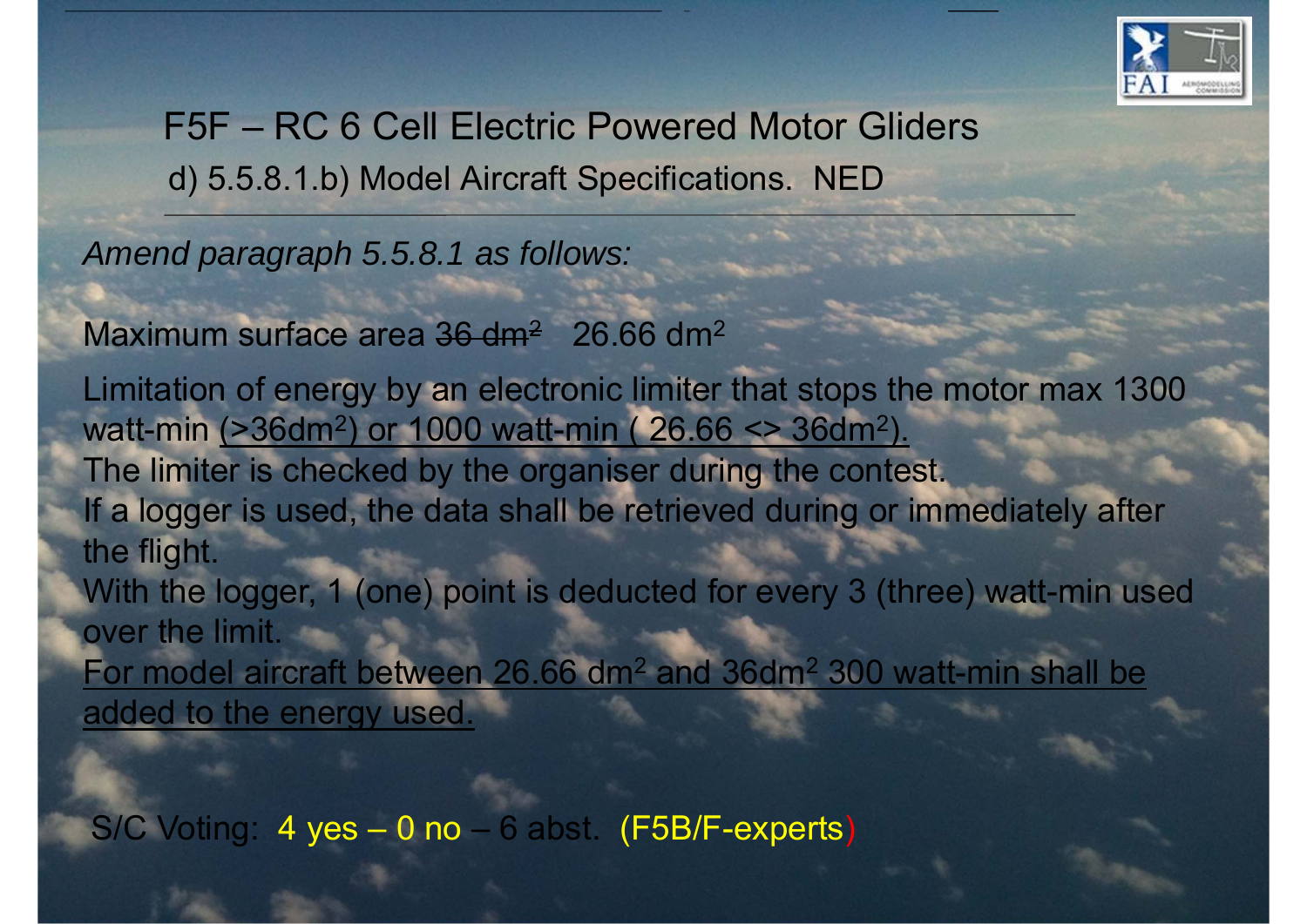# F5F – RC 6 Cell Electric Powered Motor Gliders

## d) 5.5.8.1.b) Model Aircraft Specifications. NED

*Amend paragraph 5.5.8.1 as follows:*

Maximum surface area ~~36 dm²~~ 26.66 dm²

Limitation of energy by an electronic limiter that stops the motor max 1300 watt-min <u>(>36dm²) or 1000 watt-min ( 26.66 <> 36dm²).</u>
The limiter is checked by the organiser during the contest.
If a logger is used, the data shall be retrieved during or immediately after the flight.
With the logger, 1 (one) point is deducted for every 3 (three) watt-min used over the limit.
<u>For model aircraft between 26.66 dm² and 36dm² 300 watt-min shall be added to the energy used.</u>

S/C Voting: 4 yes – 0 no – 6 abst. (F5B/F-experts)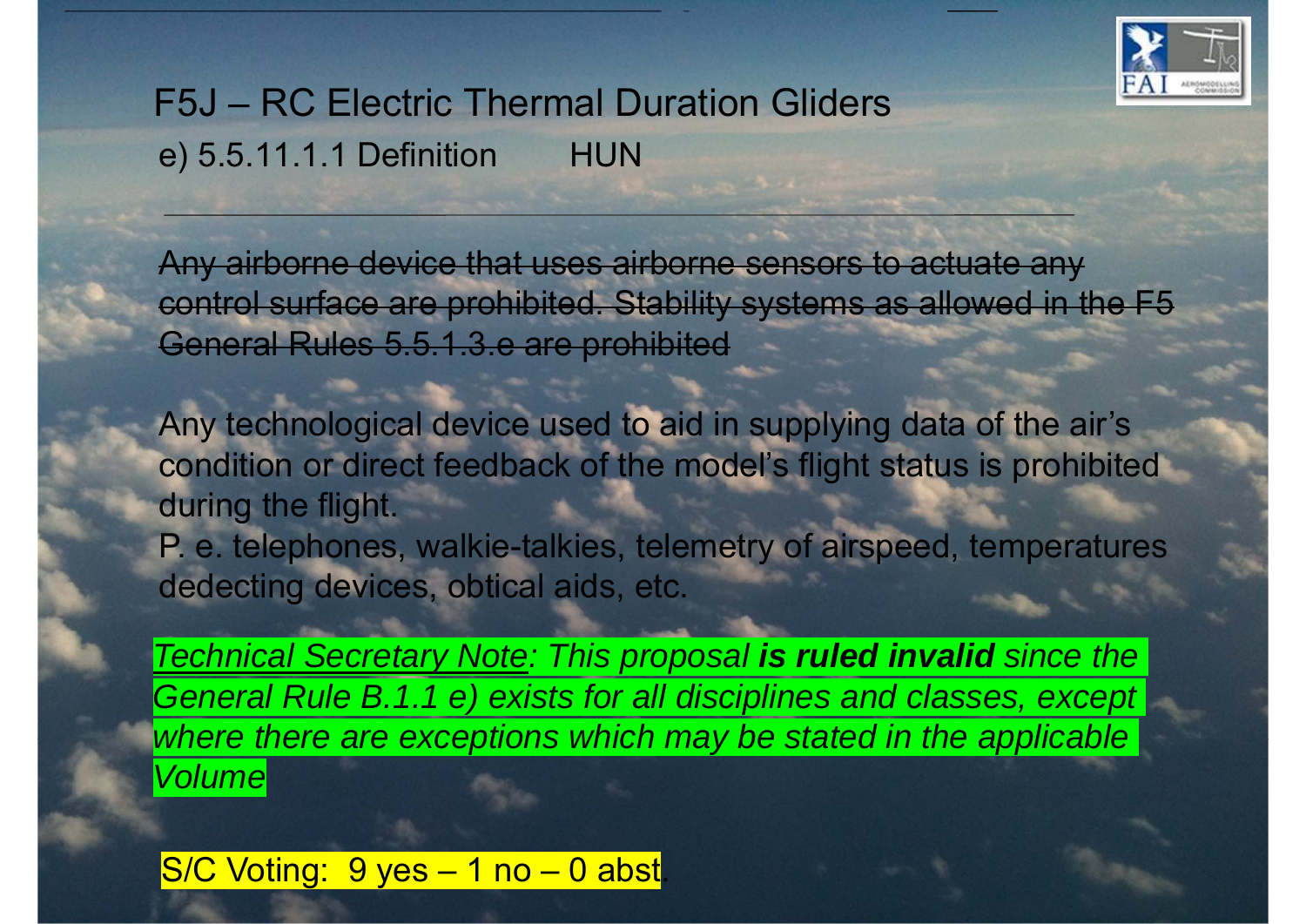# F5J – RC Electric Thermal Duration Gliders

e) 5.5.11.1.1 Definition HUN

~~Any airborne device that uses airborne sensors to actuate any control surface are prohibited. Stability systems as allowed in the F5 General Rules 5.5.1.3.e are prohibited~~

Any technological device used to aid in supplying data of the air's condition or direct feedback of the model's flight status is prohibited during the flight.
P. e. telephones, walkie-talkies, telemetry of airspeed, temperatures dedecting devices, obtical aids, etc.

*Technical Secretary Note: This proposal **is ruled invalid** since the General Rule B.1.1 e) exists for all disciplines and classes, except where there are exceptions which may be stated in the applicable Volume*

S/C Voting: 9 yes – 1 no – 0 abst.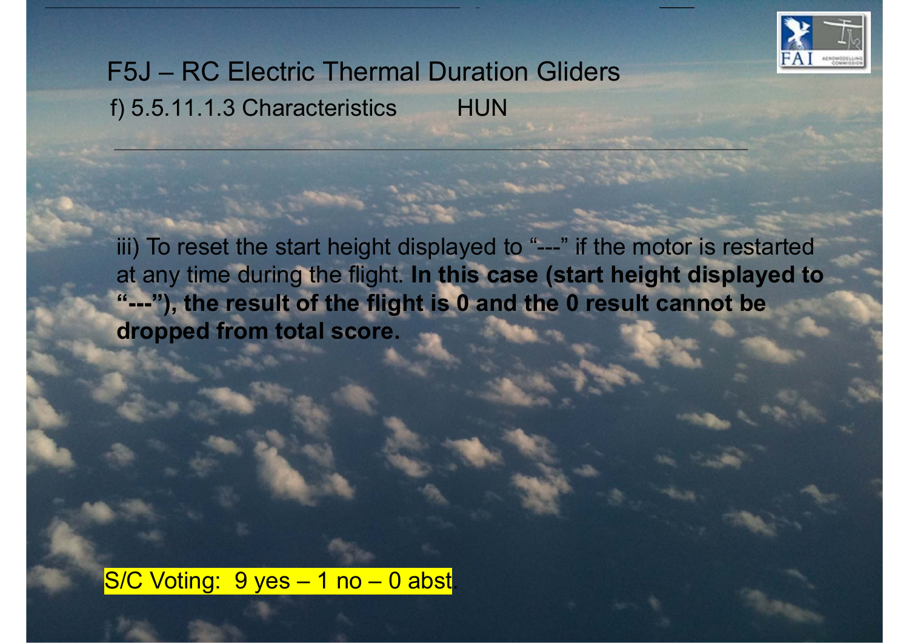# F5J – RC Electric Thermal Duration Gliders

f) 5.5.11.1.3 Characteristics HUN

iii) To reset the start height displayed to “---” if the motor is restarted at any time during the flight. **In this case (start height displayed to “---”), the result of the flight is 0 and the 0 result cannot be dropped from total score.**

S/C Voting: 9 yes – 1 no – 0 abst.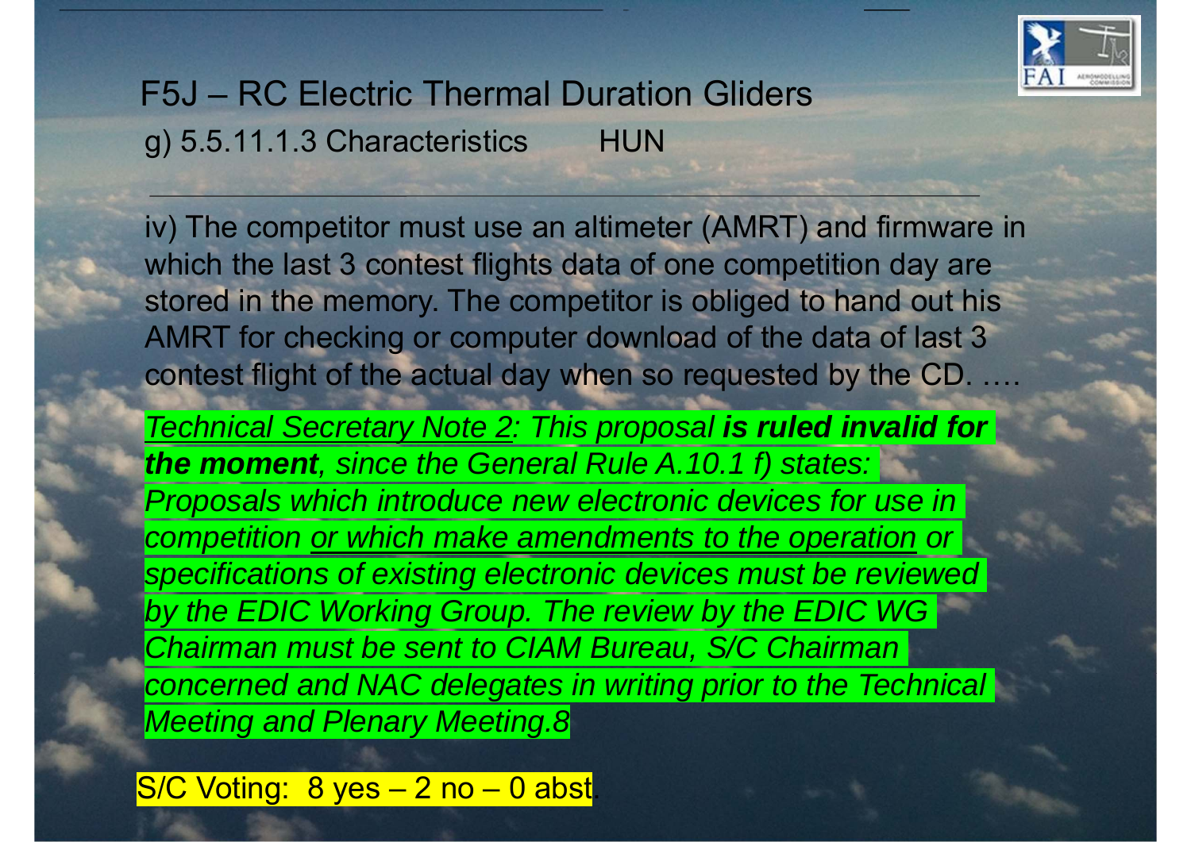# F5J – RC Electric Thermal Duration Gliders

## g) 5.5.11.1.3 Characteristics HUN

iv) The competitor must use an altimeter (AMRT) and firmware in which the last 3 contest flights data of one competition day are stored in the memory. The competitor is obliged to hand out his AMRT for checking or computer download of the data of last 3 contest flight of the actual day when so requested by the CD. ….

*Technical Secretary Note 2: This proposal **is ruled invalid for the moment**, since the General Rule A.10.1 f) states: Proposals which introduce new electronic devices for use in competition or which make amendments to the operation or specifications of existing electronic devices must be reviewed by the EDIC Working Group. The review by the EDIC WG Chairman must be sent to CIAM Bureau, S/C Chairman concerned and NAC delegates in writing prior to the Technical Meeting and Plenary Meeting.8*

S/C Voting: 8 yes – 2 no – 0 abst.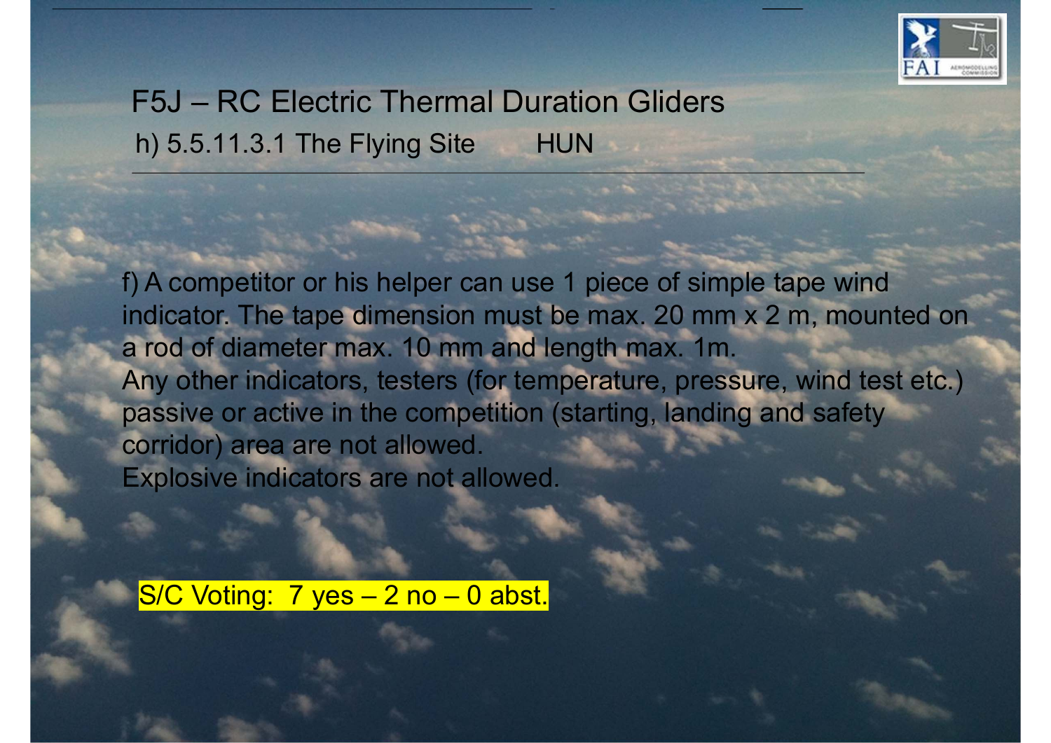# F5J – RC Electric Thermal Duration Gliders

## h) 5.5.11.3.1 The Flying Site HUN

f) A competitor or his helper can use 1 piece of simple tape wind indicator. The tape dimension must be max. 20 mm x 2 m, mounted on a rod of diameter max. 10 mm and length max. 1m.
Any other indicators, testers (for temperature, pressure, wind test etc.) passive or active in the competition (starting, landing and safety corridor) area are not allowed.
Explosive indicators are not allowed.

S/C Voting: 7 yes – 2 no – 0 abst.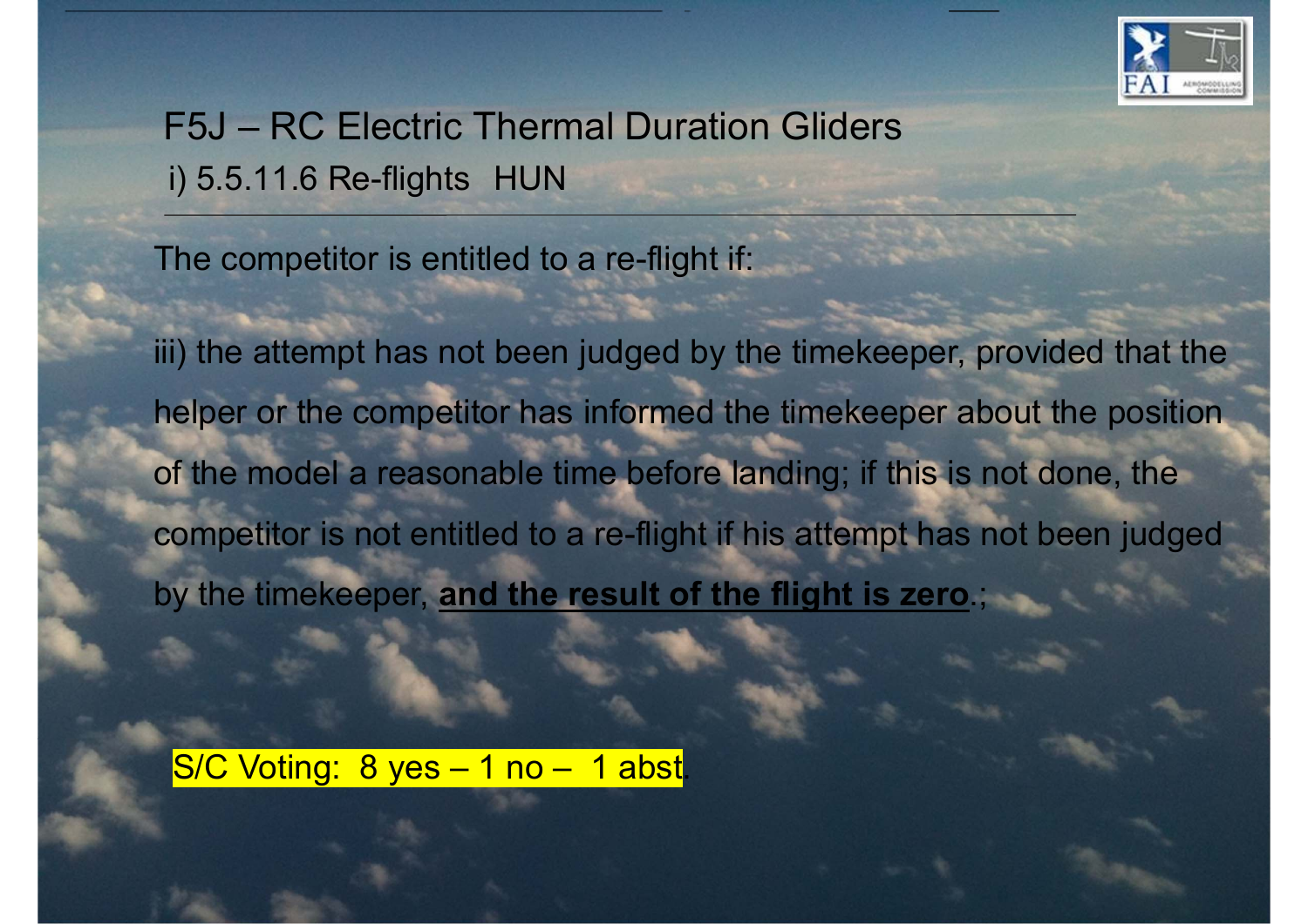# F5J – RC Electric Thermal Duration Gliders

## i) 5.5.11.6 Re-flights HUN

The competitor is entitled to a re-flight if:

iii) the attempt has not been judged by the timekeeper, provided that the helper or the competitor has informed the timekeeper about the position of the model a reasonable time before landing; if this is not done, the competitor is not entitled to a re-flight if his attempt has not been judged by the timekeeper, **and the result of the flight is zero**.;

S/C Voting: 8 yes – 1 no – 1 abst.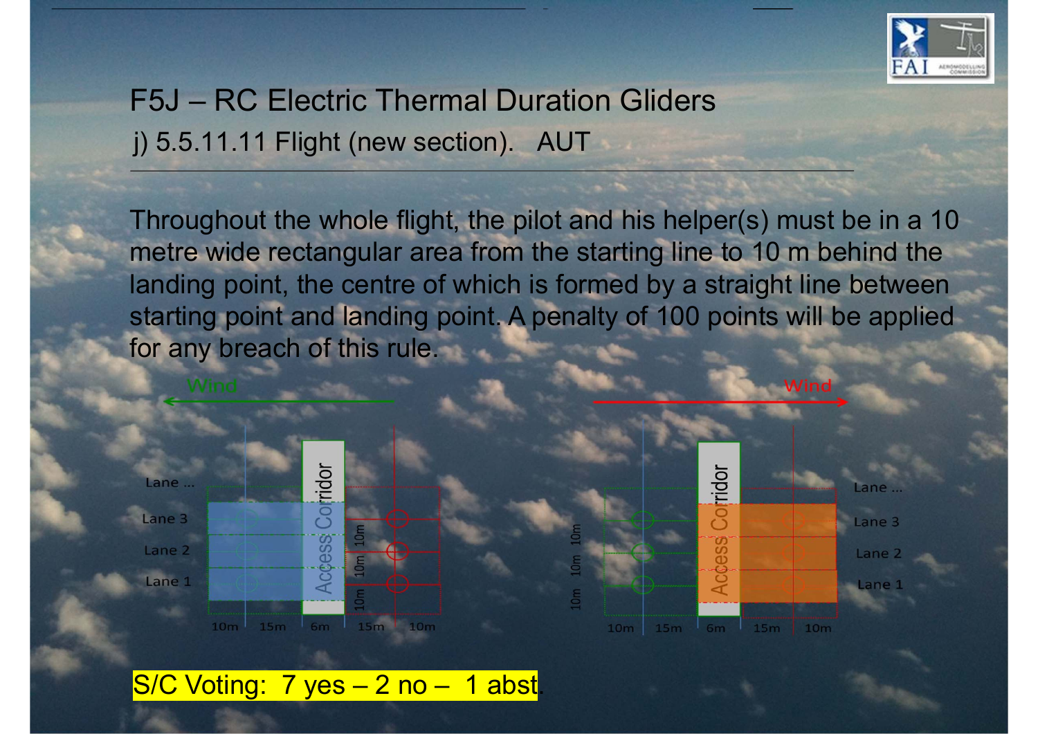# F5J – RC Electric Thermal Duration Gliders

j) 5.5.11.11 Flight (new section). AUT

Throughout the whole flight, the pilot and his helper(s) must be in a 10 metre wide rectangular area from the starting line to 10 m behind the landing point, the centre of which is formed by a straight line between starting point and landing point. A penalty of 100 points will be applied for any breach of this rule.

Wind

Lane ...
Lane 3
Lane 2
Lane 1

Access Corridor

10m 10m 10m

10m 15m 6m 15m 10m

Wind

Lane ...
Lane 3
Lane 2
Lane 1

Access Corridor

10m 10m 10m

10m 15m 6m 15m 10m

S/C Voting: 7 yes – 2 no – 1 abst.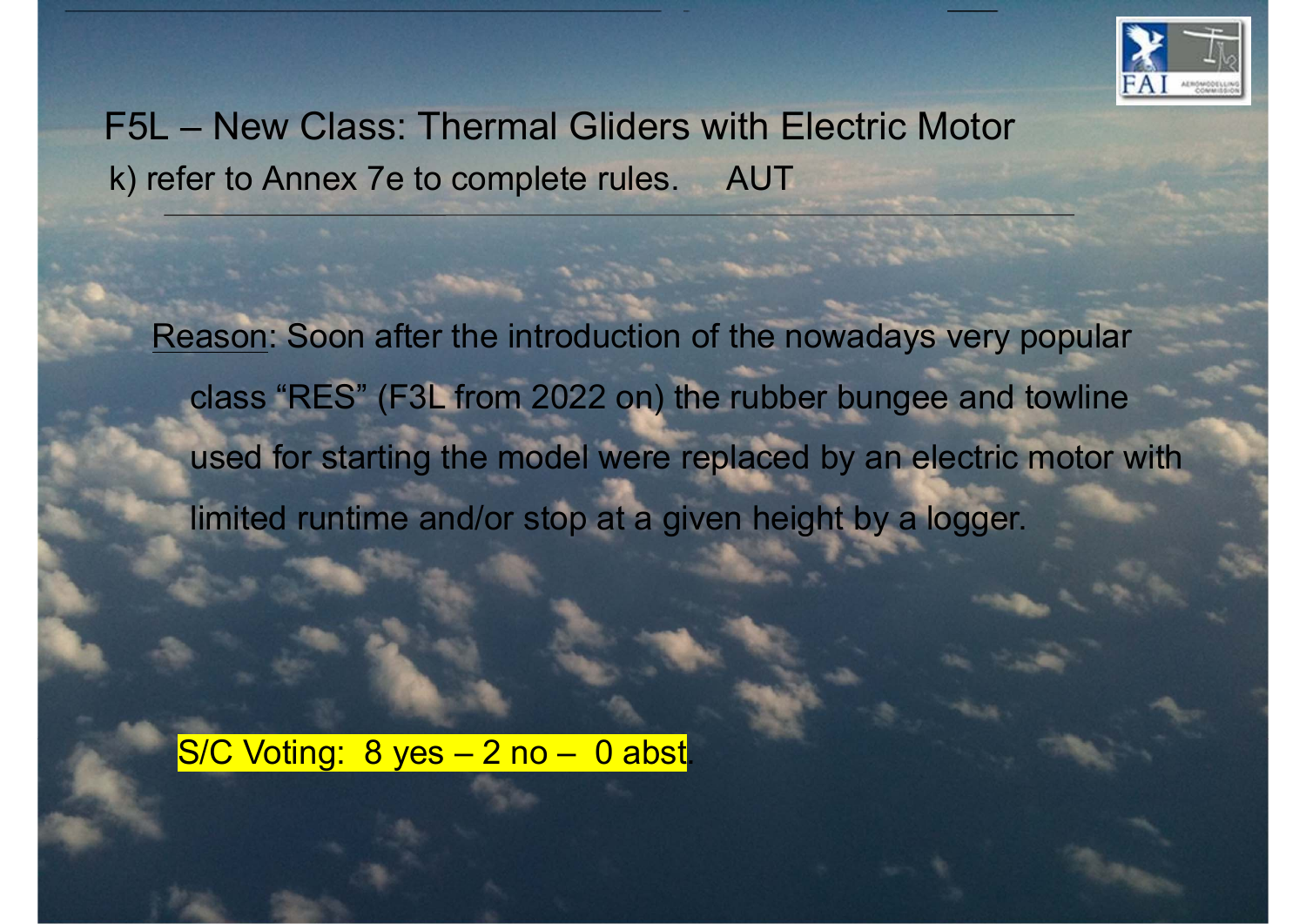# F5L – New Class: Thermal Gliders with Electric Motor

k) refer to Annex 7e to complete rules. AUT

Reason: Soon after the introduction of the nowadays very popular class "RES" (F3L from 2022 on) the rubber bungee and towline used for starting the model were replaced by an electric motor with limited runtime and/or stop at a given height by a logger.

S/C Voting: 8 yes – 2 no – 0 abst.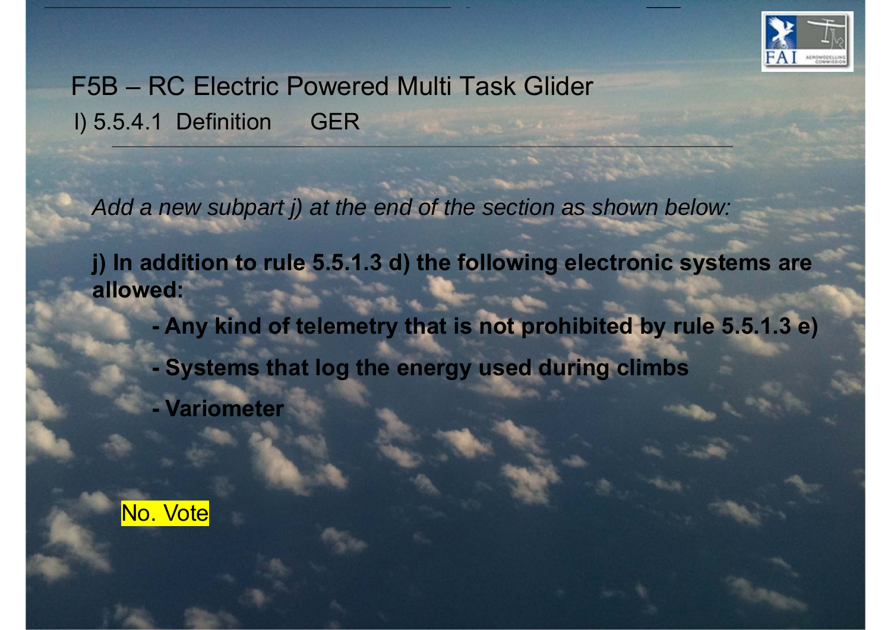# F5B – RC Electric Powered Multi Task Glider

## I) 5.5.4.1 Definition GER

*Add a new subpart j) at the end of the section as shown below:*

**j) In addition to rule 5.5.1.3 d) the following electronic systems are allowed:**

- **Any kind of telemetry that is not prohibited by rule 5.5.1.3 e)**
- **Systems that log the energy used during climbs**
- **Variometer**

No. Vote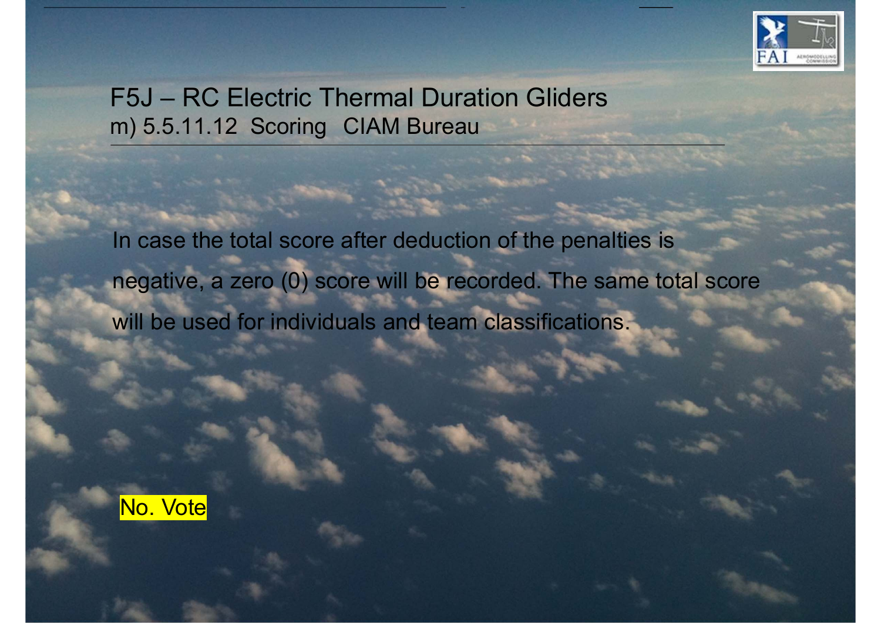# F5J – RC Electric Thermal Duration Gliders

## m) 5.5.11.12 Scoring CIAM Bureau

In case the total score after deduction of the penalties is negative, a zero (0) score will be recorded. The same total score will be used for individuals and team classifications.

No. Vote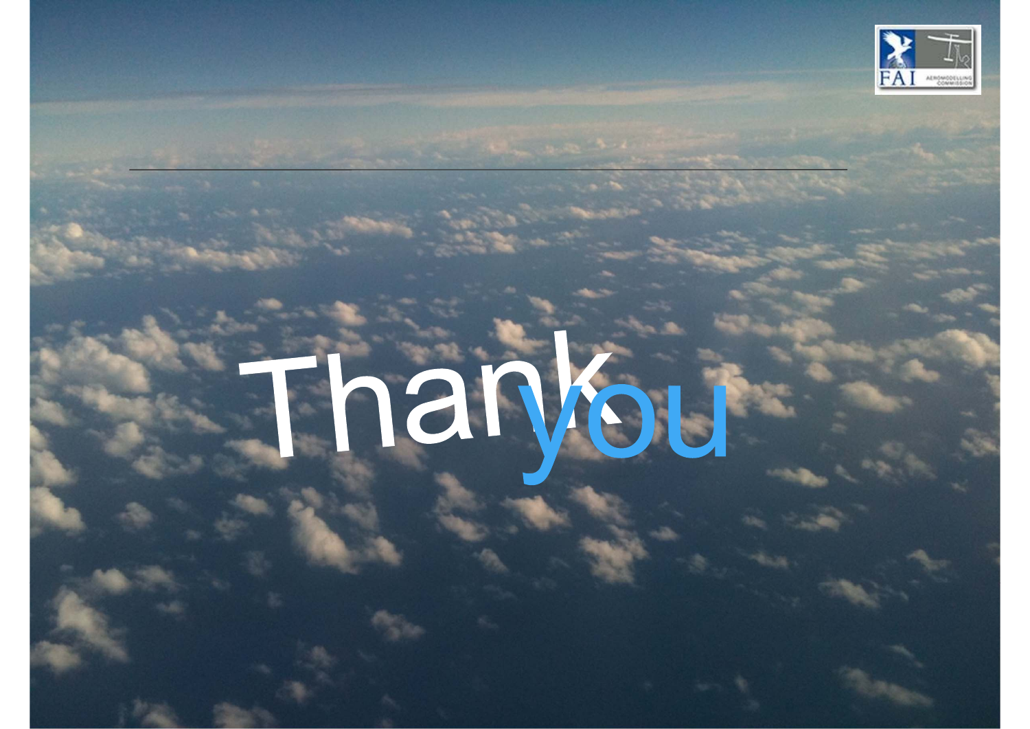Thank you